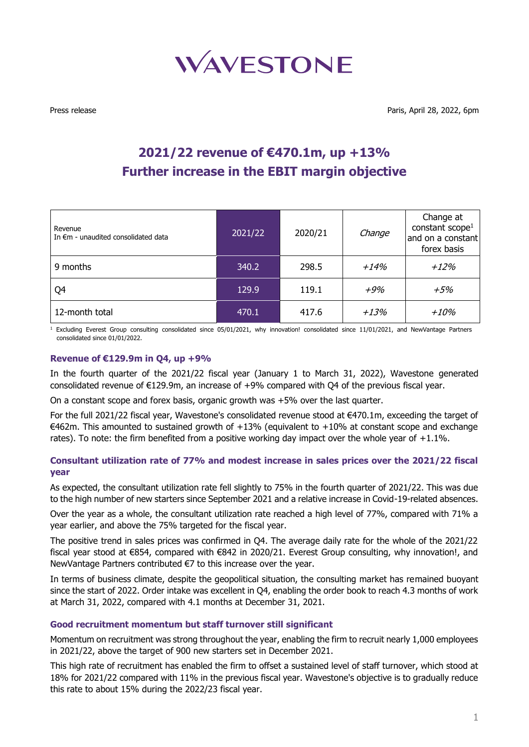# WAVESTONE

Press release

Paris, April 28, 2022, 6pm

## 2021/22 revenue of €470.1m, up +13%
## Further increase in the EBIT margin objective

| Revenue<br>In €m - unaudited consolidated data | 2021/22 | 2020/21 | *Change* | Change at constant scope[1] and on a constant forex basis |
|---|---|---|---|---|
| 9 months | 340.2 | 298.5 | *+14%* | *+12%* |
| Q4 | 129.9 | 119.1 | *+9%* | *+5%* |
| 12-month total | 470.1 | 417.6 | *+13%* | *+10%* |

[1] Excluding Everest Group consulting consolidated since 05/01/2021, why innovation! consolidated since 11/01/2021, and NewVantage Partners consolidated since 01/01/2022.

### Revenue of €129.9m in Q4, up +9%

In the fourth quarter of the 2021/22 fiscal year (January 1 to March 31, 2022), Wavestone generated consolidated revenue of €129.9m, an increase of +9% compared with Q4 of the previous fiscal year.

On a constant scope and forex basis, organic growth was +5% over the last quarter.

For the full 2021/22 fiscal year, Wavestone's consolidated revenue stood at €470.1m, exceeding the target of €462m. This amounted to sustained growth of +13% (equivalent to +10% at constant scope and exchange rates). To note: the firm benefited from a positive working day impact over the whole year of +1.1%.

### Consultant utilization rate of 77% and modest increase in sales prices over the 2021/22 fiscal year

As expected, the consultant utilization rate fell slightly to 75% in the fourth quarter of 2021/22. This was due to the high number of new starters since September 2021 and a relative increase in Covid-19-related absences.

Over the year as a whole, the consultant utilization rate reached a high level of 77%, compared with 71% a year earlier, and above the 75% targeted for the fiscal year.

The positive trend in sales prices was confirmed in Q4. The average daily rate for the whole of the 2021/22 fiscal year stood at €854, compared with €842 in 2020/21. Everest Group consulting, why innovation!, and NewVantage Partners contributed €7 to this increase over the year.

In terms of business climate, despite the geopolitical situation, the consulting market has remained buoyant since the start of 2022. Order intake was excellent in Q4, enabling the order book to reach 4.3 months of work at March 31, 2022, compared with 4.1 months at December 31, 2021.

### Good recruitment momentum but staff turnover still significant

Momentum on recruitment was strong throughout the year, enabling the firm to recruit nearly 1,000 employees in 2021/22, above the target of 900 new starters set in December 2021.

This high rate of recruitment has enabled the firm to offset a sustained level of staff turnover, which stood at 18% for 2021/22 compared with 11% in the previous fiscal year. Wavestone's objective is to gradually reduce this rate to about 15% during the 2022/23 fiscal year.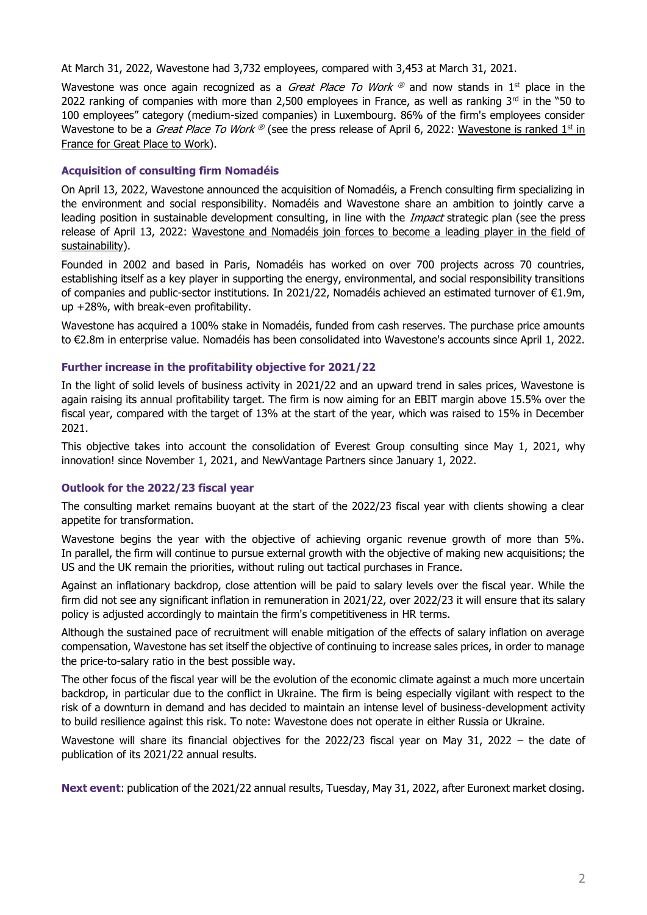At March 31, 2022, Wavestone had 3,732 employees, compared with 3,453 at March 31, 2021.

Wavestone was once again recognized as a *Great Place To Work* ® and now stands in 1st place in the 2022 ranking of companies with more than 2,500 employees in France, as well as ranking 3rd in the "50 to 100 employees" category (medium-sized companies) in Luxembourg. 86% of the firm's employees consider Wavestone to be a *Great Place To Work* ® (see the press release of April 6, 2022: Wavestone is ranked 1st in France for Great Place to Work).

### Acquisition of consulting firm Nomadéis

On April 13, 2022, Wavestone announced the acquisition of Nomadéis, a French consulting firm specializing in the environment and social responsibility. Nomadéis and Wavestone share an ambition to jointly carve a leading position in sustainable development consulting, in line with the *Impact* strategic plan (see the press release of April 13, 2022: Wavestone and Nomadéis join forces to become a leading player in the field of sustainability).

Founded in 2002 and based in Paris, Nomadéis has worked on over 700 projects across 70 countries, establishing itself as a key player in supporting the energy, environmental, and social responsibility transitions of companies and public-sector institutions. In 2021/22, Nomadéis achieved an estimated turnover of €1.9m, up +28%, with break-even profitability.

Wavestone has acquired a 100% stake in Nomadéis, funded from cash reserves. The purchase price amounts to €2.8m in enterprise value. Nomadéis has been consolidated into Wavestone's accounts since April 1, 2022.

### Further increase in the profitability objective for 2021/22

In the light of solid levels of business activity in 2021/22 and an upward trend in sales prices, Wavestone is again raising its annual profitability target. The firm is now aiming for an EBIT margin above 15.5% over the fiscal year, compared with the target of 13% at the start of the year, which was raised to 15% in December 2021.

This objective takes into account the consolidation of Everest Group consulting since May 1, 2021, why innovation! since November 1, 2021, and NewVantage Partners since January 1, 2022.

### Outlook for the 2022/23 fiscal year

The consulting market remains buoyant at the start of the 2022/23 fiscal year with clients showing a clear appetite for transformation.

Wavestone begins the year with the objective of achieving organic revenue growth of more than 5%. In parallel, the firm will continue to pursue external growth with the objective of making new acquisitions; the US and the UK remain the priorities, without ruling out tactical purchases in France.

Against an inflationary backdrop, close attention will be paid to salary levels over the fiscal year. While the firm did not see any significant inflation in remuneration in 2021/22, over 2022/23 it will ensure that its salary policy is adjusted accordingly to maintain the firm's competitiveness in HR terms.

Although the sustained pace of recruitment will enable mitigation of the effects of salary inflation on average compensation, Wavestone has set itself the objective of continuing to increase sales prices, in order to manage the price-to-salary ratio in the best possible way.

The other focus of the fiscal year will be the evolution of the economic climate against a much more uncertain backdrop, in particular due to the conflict in Ukraine. The firm is being especially vigilant with respect to the risk of a downturn in demand and has decided to maintain an intense level of business-development activity to build resilience against this risk. To note: Wavestone does not operate in either Russia or Ukraine.

Wavestone will share its financial objectives for the 2022/23 fiscal year on May 31, 2022 – the date of publication of its 2021/22 annual results.

**Next event**: publication of the 2021/22 annual results, Tuesday, May 31, 2022, after Euronext market closing.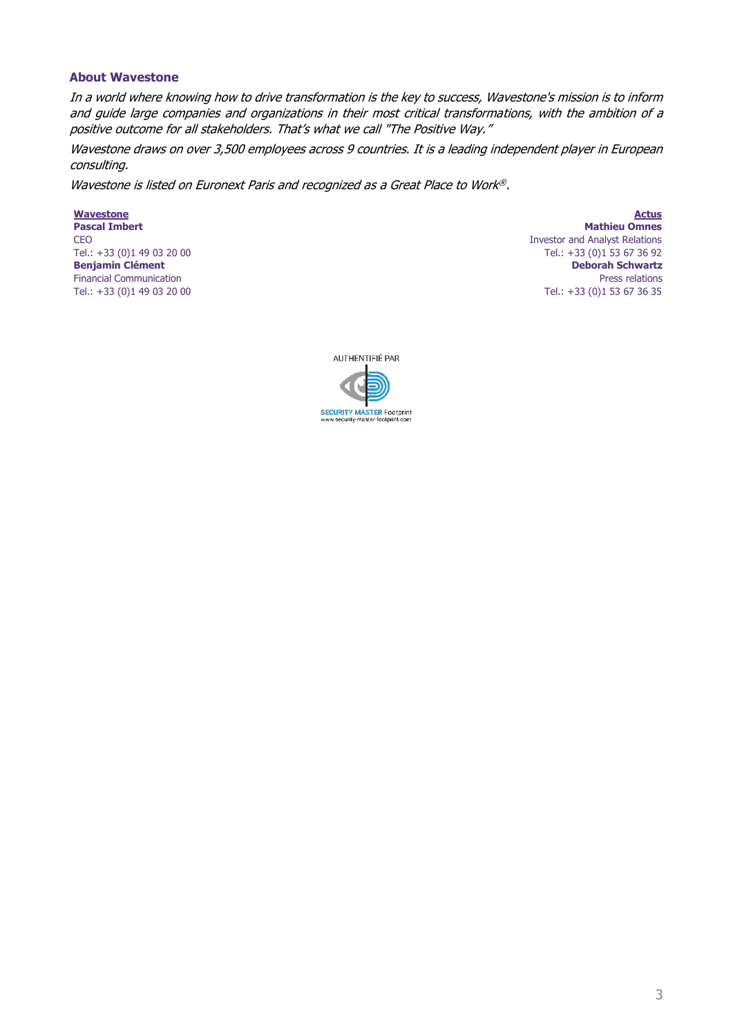## About Wavestone

*In a world where knowing how to drive transformation is the key to success, Wavestone's mission is to inform and guide large companies and organizations in their most critical transformations, with the ambition of a positive outcome for all stakeholders. That's what we call "The Positive Way."*

*Wavestone draws on over 3,500 employees across 9 countries. It is a leading independent player in European consulting.*

*Wavestone is listed on Euronext Paris and recognized as a Great Place to Work®.*

**Wavestone**
**Pascal Imbert**
CEO
Tel.: +33 (0)1 49 03 20 00
**Benjamin Clément**
Financial Communication
Tel.: +33 (0)1 49 03 20 00

**Actus**
**Mathieu Omnes**
Investor and Analyst Relations
Tel.: +33 (0)1 53 67 36 92
**Deborah Schwartz**
Press relations
Tel.: +33 (0)1 53 67 36 35

AUTHENTIFIÉ PAR
SECURITY MASTER Footprint
www.security-master-footprint.com